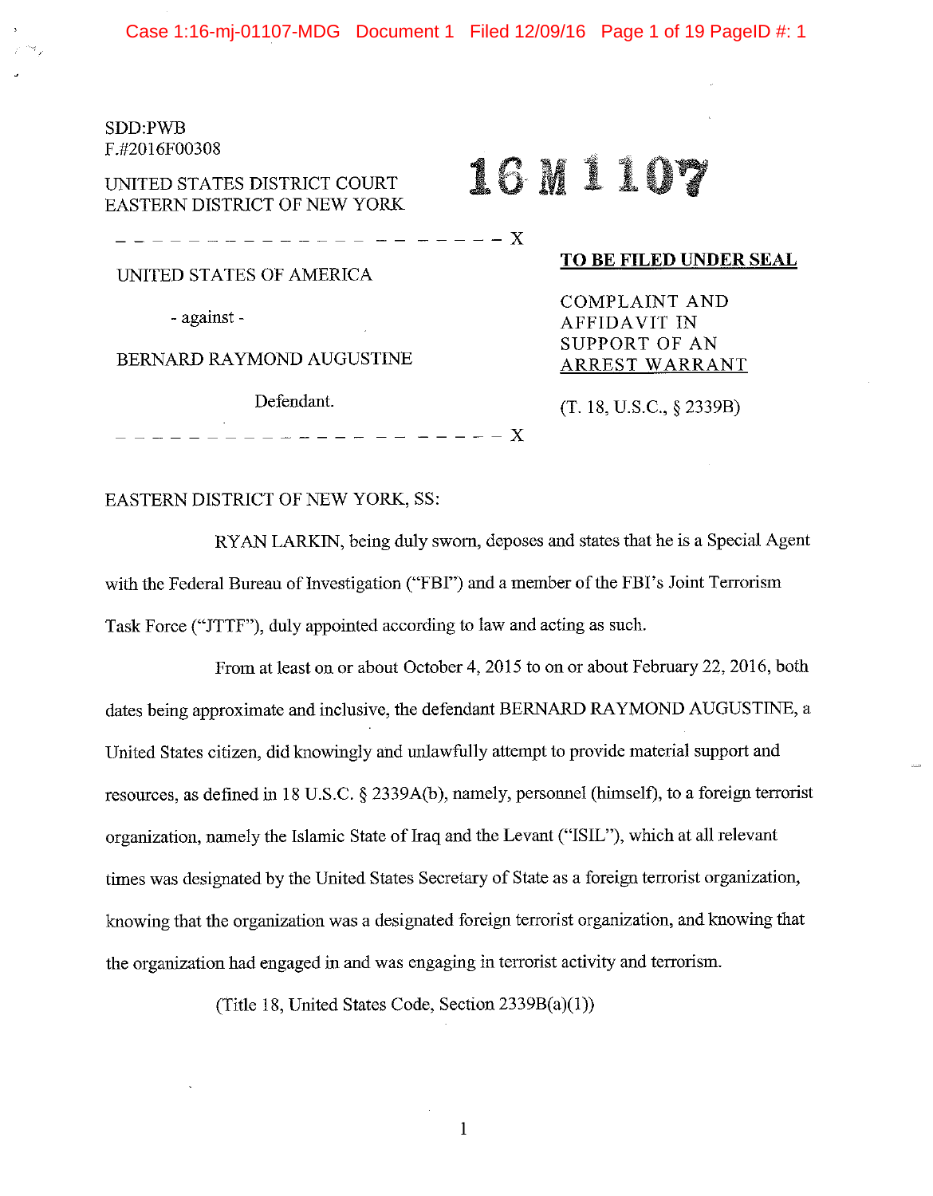SDD:PWB
F.#2016F00308

UNITED STATES DISTRICT COURT
EASTERN DISTRICT OF NEW YORK

**16 M 1107**

\- - - - - - - - - - - - - - - - - - - - - - X

UNITED STATES OF AMERICA

\- against -

BERNARD RAYMOND AUGUSTINE

Defendant.

\- - - - - - - - - - - - - - - - - - - - - - X

**TO BE FILED UNDER SEAL**

COMPLAINT AND AFFIDAVIT IN SUPPORT OF AN ARREST WARRANT

(T. 18, U.S.C., § 2339B)

EASTERN DISTRICT OF NEW YORK, SS:

RYAN LARKIN, being duly sworn, deposes and states that he is a Special Agent with the Federal Bureau of Investigation ("FBI") and a member of the FBI's Joint Terrorism Task Force ("JTTF"), duly appointed according to law and acting as such.

From at least on or about October 4, 2015 to on or about February 22, 2016, both dates being approximate and inclusive, the defendant BERNARD RAYMOND AUGUSTINE, a United States citizen, did knowingly and unlawfully attempt to provide material support and resources, as defined in 18 U.S.C. § 2339A(b), namely, personnel (himself), to a foreign terrorist organization, namely the Islamic State of Iraq and the Levant ("ISIL"), which at all relevant times was designated by the United States Secretary of State as a foreign terrorist organization, knowing that the organization was a designated foreign terrorist organization, and knowing that the organization had engaged in and was engaging in terrorist activity and terrorism.

(Title 18, United States Code, Section 2339B(a)(1))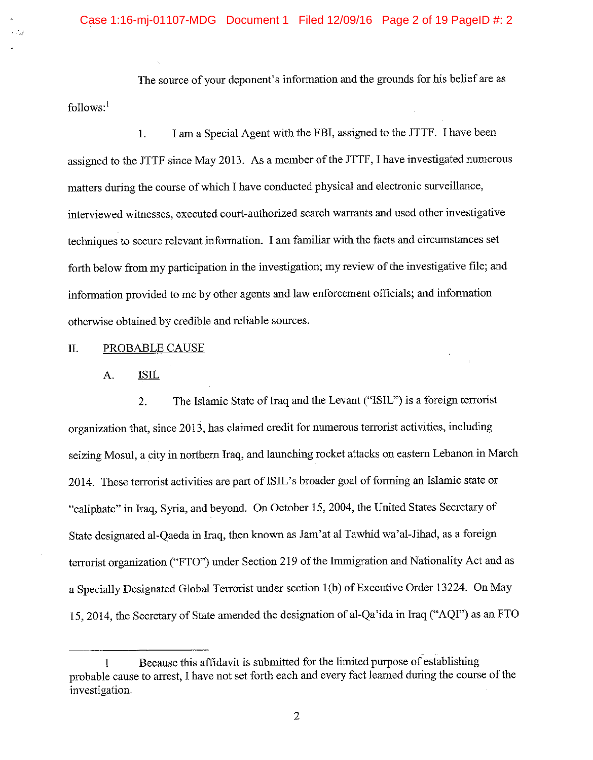The source of your deponent's information and the grounds for his belief are as follows:[1]

1. I am a Special Agent with the FBI, assigned to the JTTF. I have been assigned to the JTTF since May 2013. As a member of the JTTF, I have investigated numerous matters during the course of which I have conducted physical and electronic surveillance, interviewed witnesses, executed court-authorized search warrants and used other investigative techniques to secure relevant information. I am familiar with the facts and circumstances set forth below from my participation in the investigation; my review of the investigative file; and information provided to me by other agents and law enforcement officials; and information otherwise obtained by credible and reliable sources.

## II. PROBABLE CAUSE

### A. ISIL

2. The Islamic State of Iraq and the Levant ("ISIL") is a foreign terrorist organization that, since 2013, has claimed credit for numerous terrorist activities, including seizing Mosul, a city in northern Iraq, and launching rocket attacks on eastern Lebanon in March 2014. These terrorist activities are part of ISIL's broader goal of forming an Islamic state or "caliphate" in Iraq, Syria, and beyond. On October 15, 2004, the United States Secretary of State designated al-Qaeda in Iraq, then known as Jam'at al Tawhid wa'al-Jihad, as a foreign terrorist organization ("FTO") under Section 219 of the Immigration and Nationality Act and as a Specially Designated Global Terrorist under section 1(b) of Executive Order 13224. On May 15, 2014, the Secretary of State amended the designation of al-Qa'ida in Iraq ("AQI") as an FTO

---

[1] Because this affidavit is submitted for the limited purpose of establishing probable cause to arrest, I have not set forth each and every fact learned during the course of the investigation.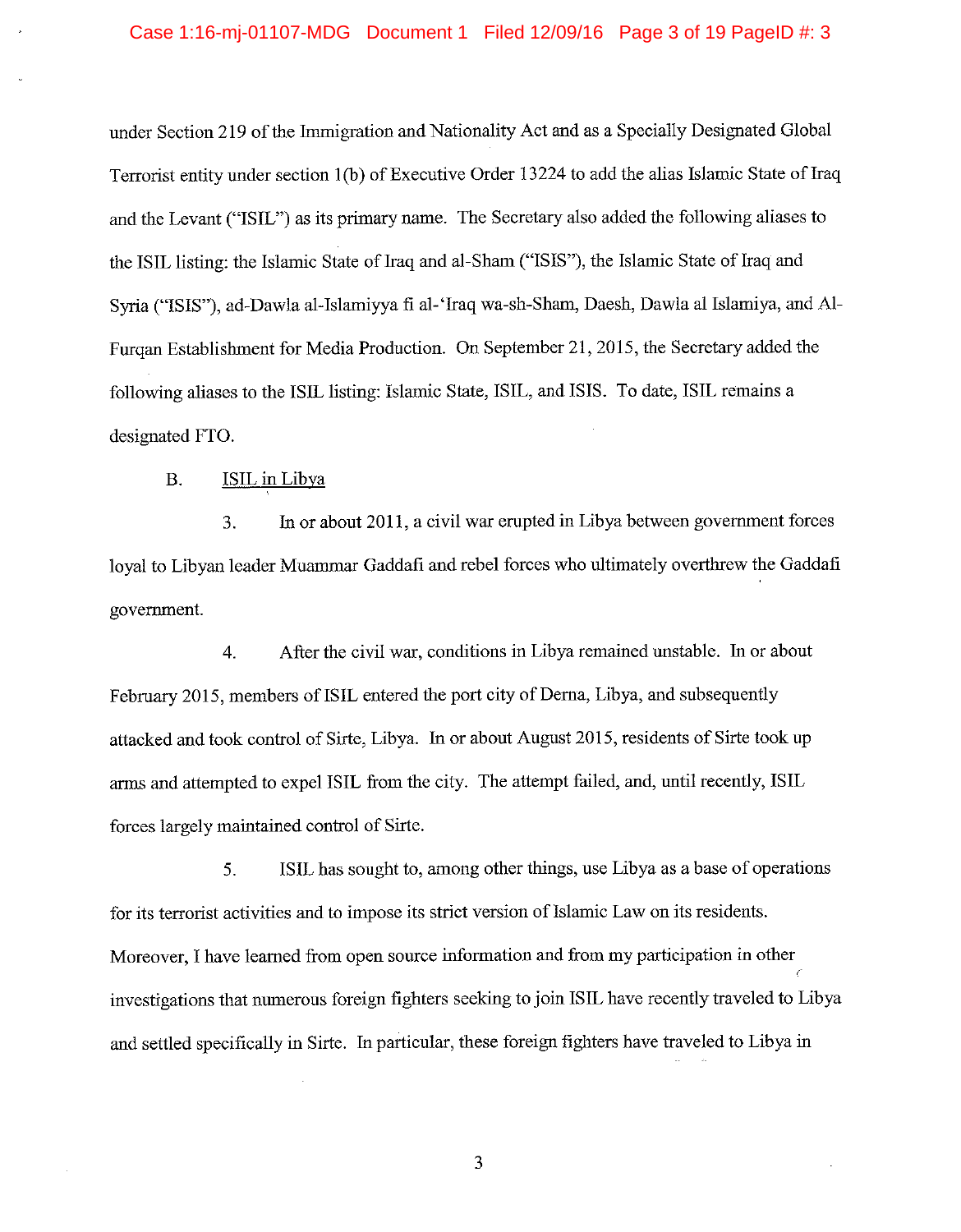under Section 219 of the Immigration and Nationality Act and as a Specially Designated Global Terrorist entity under section 1(b) of Executive Order 13224 to add the alias Islamic State of Iraq and the Levant ("ISIL") as its primary name. The Secretary also added the following aliases to the ISIL listing: the Islamic State of Iraq and al-Sham ("ISIS"), the Islamic State of Iraq and Syria ("ISIS"), ad-Dawla al-Islamiyya fi al-'Iraq wa-sh-Sham, Daesh, Dawla al Islamiya, and Al-Furqan Establishment for Media Production. On September 21, 2015, the Secretary added the following aliases to the ISIL listing: Islamic State, ISIL, and ISIS. To date, ISIL remains a designated FTO.

B. ISIL in Libya

3. In or about 2011, a civil war erupted in Libya between government forces loyal to Libyan leader Muammar Gaddafi and rebel forces who ultimately overthrew the Gaddafi government.

4. After the civil war, conditions in Libya remained unstable. In or about February 2015, members of ISIL entered the port city of Derna, Libya, and subsequently attacked and took control of Sirte, Libya. In or about August 2015, residents of Sirte took up arms and attempted to expel ISIL from the city. The attempt failed, and, until recently, ISIL forces largely maintained control of Sirte.

5. ISIL has sought to, among other things, use Libya as a base of operations for its terrorist activities and to impose its strict version of Islamic Law on its residents. Moreover, I have learned from open source information and from my participation in other investigations that numerous foreign fighters seeking to join ISIL have recently traveled to Libya and settled specifically in Sirte. In particular, these foreign fighters have traveled to Libya in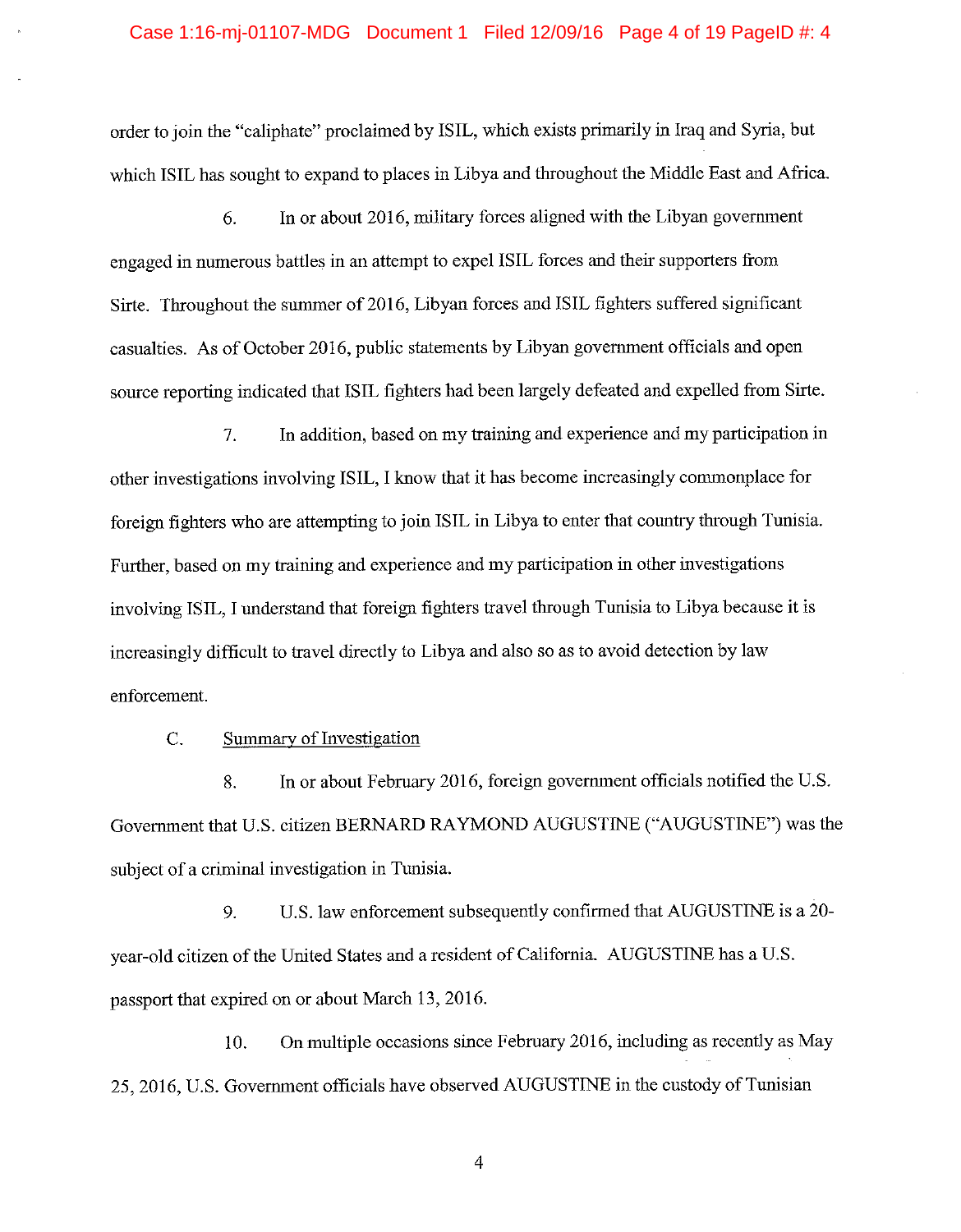order to join the "caliphate" proclaimed by ISIL, which exists primarily in Iraq and Syria, but which ISIL has sought to expand to places in Libya and throughout the Middle East and Africa.

6. In or about 2016, military forces aligned with the Libyan government engaged in numerous battles in an attempt to expel ISIL forces and their supporters from Sirte. Throughout the summer of 2016, Libyan forces and ISIL fighters suffered significant casualties. As of October 2016, public statements by Libyan government officials and open source reporting indicated that ISIL fighters had been largely defeated and expelled from Sirte.

7. In addition, based on my training and experience and my participation in other investigations involving ISIL, I know that it has become increasingly commonplace for foreign fighters who are attempting to join ISIL in Libya to enter that country through Tunisia. Further, based on my training and experience and my participation in other investigations involving ISIL, I understand that foreign fighters travel through Tunisia to Libya because it is increasingly difficult to travel directly to Libya and also so as to avoid detection by law enforcement.

C. Summary of Investigation

8. In or about February 2016, foreign government officials notified the U.S. Government that U.S. citizen BERNARD RAYMOND AUGUSTINE ("AUGUSTINE") was the subject of a criminal investigation in Tunisia.

9. U.S. law enforcement subsequently confirmed that AUGUSTINE is a 20-year-old citizen of the United States and a resident of California. AUGUSTINE has a U.S. passport that expired on or about March 13, 2016.

10. On multiple occasions since February 2016, including as recently as May 25, 2016, U.S. Government officials have observed AUGUSTINE in the custody of Tunisian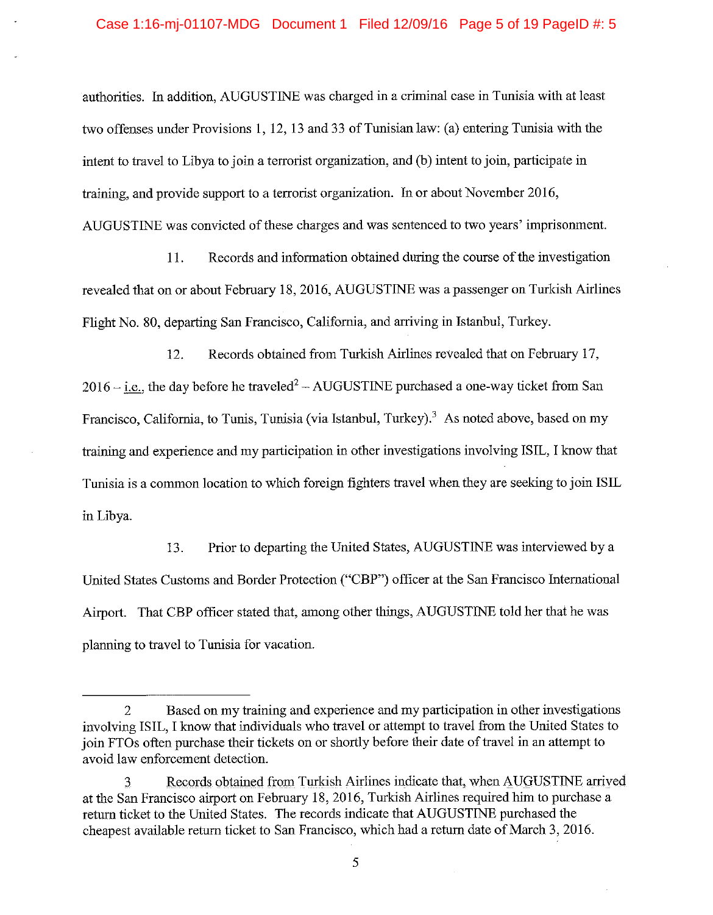authorities. In addition, AUGUSTINE was charged in a criminal case in Tunisia with at least two offenses under Provisions 1, 12, 13 and 33 of Tunisian law: (a) entering Tunisia with the intent to travel to Libya to join a terrorist organization, and (b) intent to join, participate in training, and provide support to a terrorist organization. In or about November 2016, AUGUSTINE was convicted of these charges and was sentenced to two years' imprisonment.

11. Records and information obtained during the course of the investigation revealed that on or about February 18, 2016, AUGUSTINE was a passenger on Turkish Airlines Flight No. 80, departing San Francisco, California, and arriving in Istanbul, Turkey.

12. Records obtained from Turkish Airlines revealed that on February 17, 2016 – i.e., the day before he traveled[2] – AUGUSTINE purchased a one-way ticket from San Francisco, California, to Tunis, Tunisia (via Istanbul, Turkey).[3] As noted above, based on my training and experience and my participation in other investigations involving ISIL, I know that Tunisia is a common location to which foreign fighters travel when they are seeking to join ISIL in Libya.

13. Prior to departing the United States, AUGUSTINE was interviewed by a United States Customs and Border Protection ("CBP") officer at the San Francisco International Airport. That CBP officer stated that, among other things, AUGUSTINE told her that he was planning to travel to Tunisia for vacation.

---

2 Based on my training and experience and my participation in other investigations involving ISIL, I know that individuals who travel or attempt to travel from the United States to join FTOs often purchase their tickets on or shortly before their date of travel in an attempt to avoid law enforcement detection.

3 Records obtained from Turkish Airlines indicate that, when AUGUSTINE arrived at the San Francisco airport on February 18, 2016, Turkish Airlines required him to purchase a return ticket to the United States. The records indicate that AUGUSTINE purchased the cheapest available return ticket to San Francisco, which had a return date of March 3, 2016.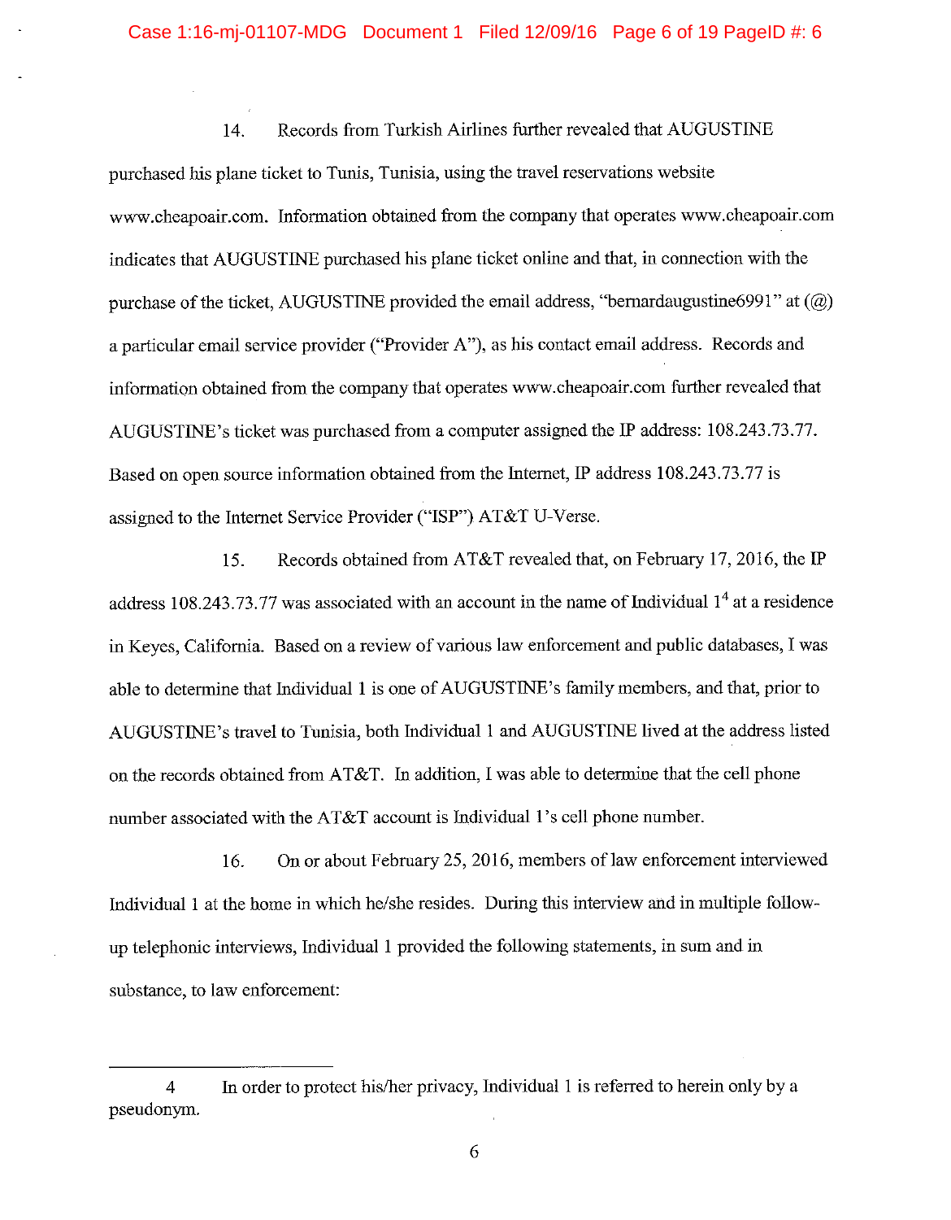14. Records from Turkish Airlines further revealed that AUGUSTINE purchased his plane ticket to Tunis, Tunisia, using the travel reservations website www.cheapoair.com. Information obtained from the company that operates www.cheapoair.com indicates that AUGUSTINE purchased his plane ticket online and that, in connection with the purchase of the ticket, AUGUSTINE provided the email address, "bernardaugustine6991" at (@) a particular email service provider ("Provider A"), as his contact email address. Records and information obtained from the company that operates www.cheapoair.com further revealed that AUGUSTINE's ticket was purchased from a computer assigned the IP address: 108.243.73.77. Based on open source information obtained from the Internet, IP address 108.243.73.77 is assigned to the Internet Service Provider ("ISP") AT&T U-Verse.

15. Records obtained from AT&T revealed that, on February 17, 2016, the IP address 108.243.73.77 was associated with an account in the name of Individual 1[4] at a residence in Keyes, California. Based on a review of various law enforcement and public databases, I was able to determine that Individual 1 is one of AUGUSTINE's family members, and that, prior to AUGUSTINE's travel to Tunisia, both Individual 1 and AUGUSTINE lived at the address listed on the records obtained from AT&T. In addition, I was able to determine that the cell phone number associated with the AT&T account is Individual 1's cell phone number.

16. On or about February 25, 2016, members of law enforcement interviewed Individual 1 at the home in which he/she resides. During this interview and in multiple follow-up telephonic interviews, Individual 1 provided the following statements, in sum and in substance, to law enforcement:

---

4 In order to protect his/her privacy, Individual 1 is referred to herein only by a pseudonym.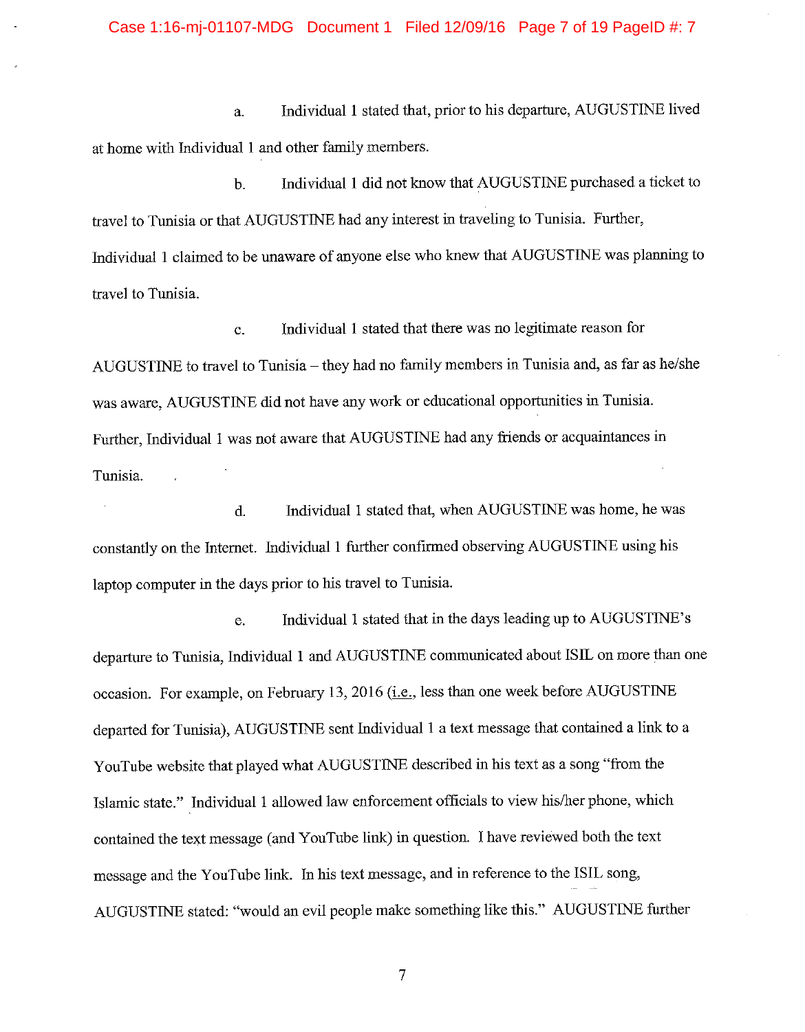a. Individual 1 stated that, prior to his departure, AUGUSTINE lived at home with Individual 1 and other family members.

b. Individual 1 did not know that AUGUSTINE purchased a ticket to travel to Tunisia or that AUGUSTINE had any interest in traveling to Tunisia. Further, Individual 1 claimed to be unaware of anyone else who knew that AUGUSTINE was planning to travel to Tunisia.

c. Individual 1 stated that there was no legitimate reason for AUGUSTINE to travel to Tunisia – they had no family members in Tunisia and, as far as he/she was aware, AUGUSTINE did not have any work or educational opportunities in Tunisia. Further, Individual 1 was not aware that AUGUSTINE had any friends or acquaintances in Tunisia.

d. Individual 1 stated that, when AUGUSTINE was home, he was constantly on the Internet. Individual 1 further confirmed observing AUGUSTINE using his laptop computer in the days prior to his travel to Tunisia.

e. Individual 1 stated that in the days leading up to AUGUSTINE's departure to Tunisia, Individual 1 and AUGUSTINE communicated about ISIL on more than one occasion. For example, on February 13, 2016 (i.e., less than one week before AUGUSTINE departed for Tunisia), AUGUSTINE sent Individual 1 a text message that contained a link to a YouTube website that played what AUGUSTINE described in his text as a song "from the Islamic state." Individual 1 allowed law enforcement officials to view his/her phone, which contained the text message (and YouTube link) in question. I have reviewed both the text message and the YouTube link. In his text message, and in reference to the ISIL song, AUGUSTINE stated: "would an evil people make something like this." AUGUSTINE further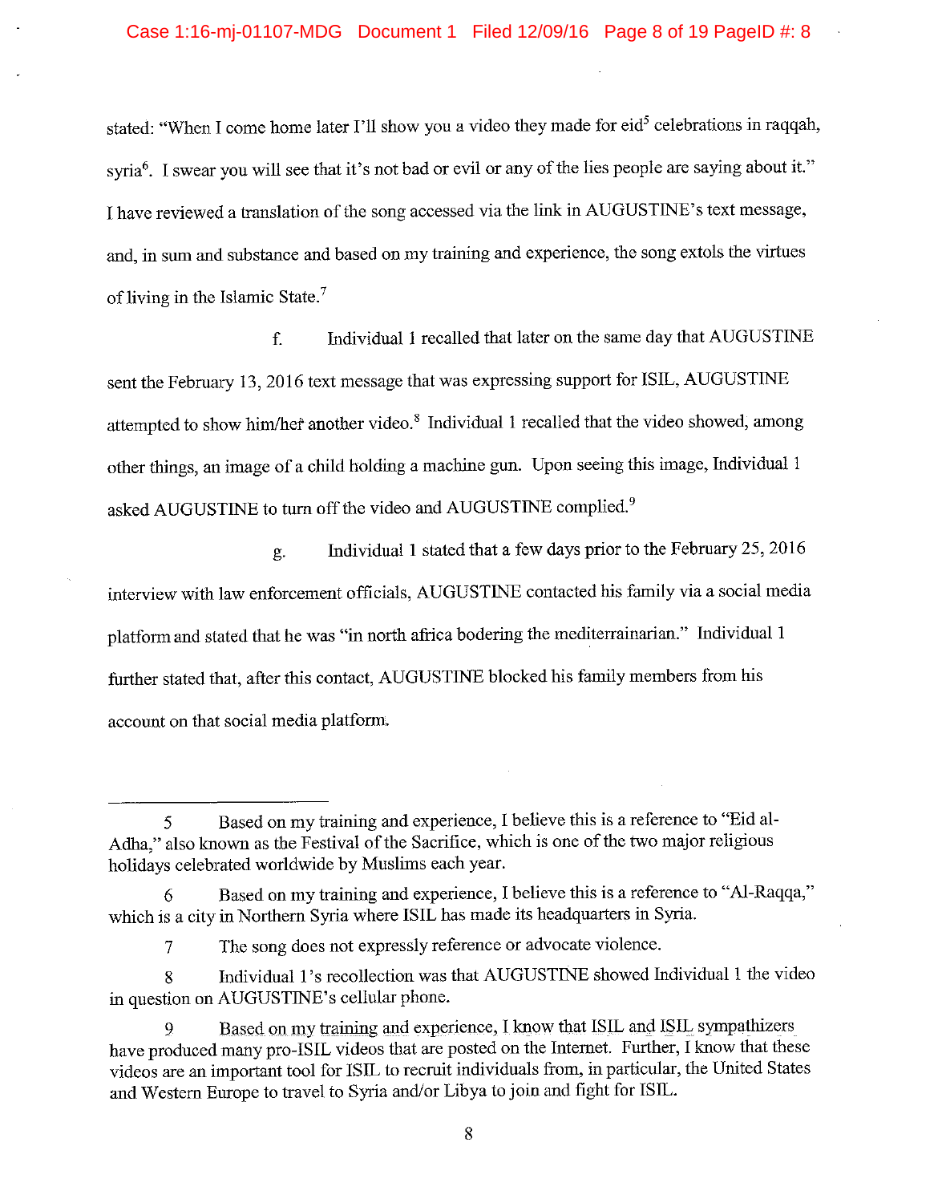stated: "When I come home later I'll show you a video they made for eid[5] celebrations in raqqah, syria[6]. I swear you will see that it's not bad or evil or any of the lies people are saying about it." I have reviewed a translation of the song accessed via the link in AUGUSTINE's text message, and, in sum and substance and based on my training and experience, the song extols the virtues of living in the Islamic State.[7]

f. Individual 1 recalled that later on the same day that AUGUSTINE sent the February 13, 2016 text message that was expressing support for ISIL, AUGUSTINE attempted to show him/her another video.[8] Individual 1 recalled that the video showed, among other things, an image of a child holding a machine gun. Upon seeing this image, Individual 1 asked AUGUSTINE to turn off the video and AUGUSTINE complied.[9]

g. Individual 1 stated that a few days prior to the February 25, 2016 interview with law enforcement officials, AUGUSTINE contacted his family via a social media platform and stated that he was "in north africa bodering the mediterrainarian." Individual 1 further stated that, after this contact, AUGUSTINE blocked his family members from his account on that social media platform.

---

5 Based on my training and experience, I believe this is a reference to "Eid al-Adha," also known as the Festival of the Sacrifice, which is one of the two major religious holidays celebrated worldwide by Muslims each year.

6 Based on my training and experience, I believe this is a reference to "Al-Raqqa," which is a city in Northern Syria where ISIL has made its headquarters in Syria.

7 The song does not expressly reference or advocate violence.

8 Individual 1's recollection was that AUGUSTINE showed Individual 1 the video in question on AUGUSTINE's cellular phone.

9 Based on my training and experience, I know that ISIL and ISIL sympathizers have produced many pro-ISIL videos that are posted on the Internet. Further, I know that these videos are an important tool for ISIL to recruit individuals from, in particular, the United States and Western Europe to travel to Syria and/or Libya to join and fight for ISIL.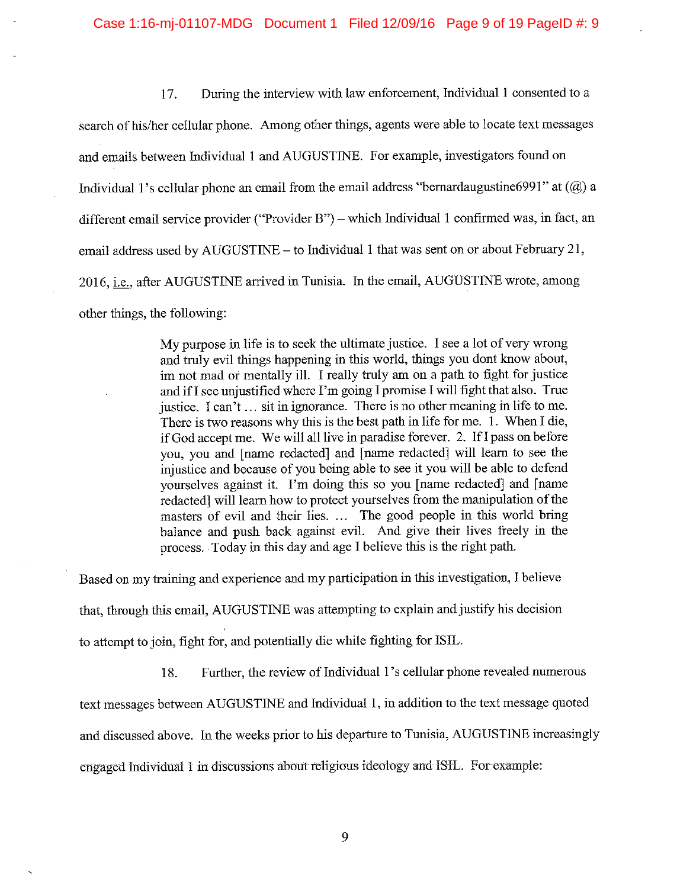17. During the interview with law enforcement, Individual 1 consented to a search of his/her cellular phone. Among other things, agents were able to locate text messages and emails between Individual 1 and AUGUSTINE. For example, investigators found on Individual 1's cellular phone an email from the email address "bernardaugustine6991" at (@) a different email service provider ("Provider B") – which Individual 1 confirmed was, in fact, an email address used by AUGUSTINE – to Individual 1 that was sent on or about February 21, 2016, i.e., after AUGUSTINE arrived in Tunisia. In the email, AUGUSTINE wrote, among other things, the following:

> My purpose in life is to seek the ultimate justice. I see a lot of very wrong and truly evil things happening in this world, things you dont know about, im not mad or mentally ill. I really truly am on a path to fight for justice and if I see unjustified where I'm going I promise I will fight that also. True justice. I can't … sit in ignorance. There is no other meaning in life to me. There is two reasons why this is the best path in life for me. 1. When I die, if God accept me. We will all live in paradise forever. 2. If I pass on before you, you and [name redacted] and [name redacted] will learn to see the injustice and because of you being able to see it you will be able to defend yourselves against it. I'm doing this so you [name redacted] and [name redacted] will learn how to protect yourselves from the manipulation of the masters of evil and their lies. … The good people in this world bring balance and push back against evil. And give their lives freely in the process. Today in this day and age I believe this is the right path.

Based on my training and experience and my participation in this investigation, I believe that, through this email, AUGUSTINE was attempting to explain and justify his decision to attempt to join, fight for, and potentially die while fighting for ISIL.

18. Further, the review of Individual 1's cellular phone revealed numerous text messages between AUGUSTINE and Individual 1, in addition to the text message quoted and discussed above. In the weeks prior to his departure to Tunisia, AUGUSTINE increasingly engaged Individual 1 in discussions about religious ideology and ISIL. For example: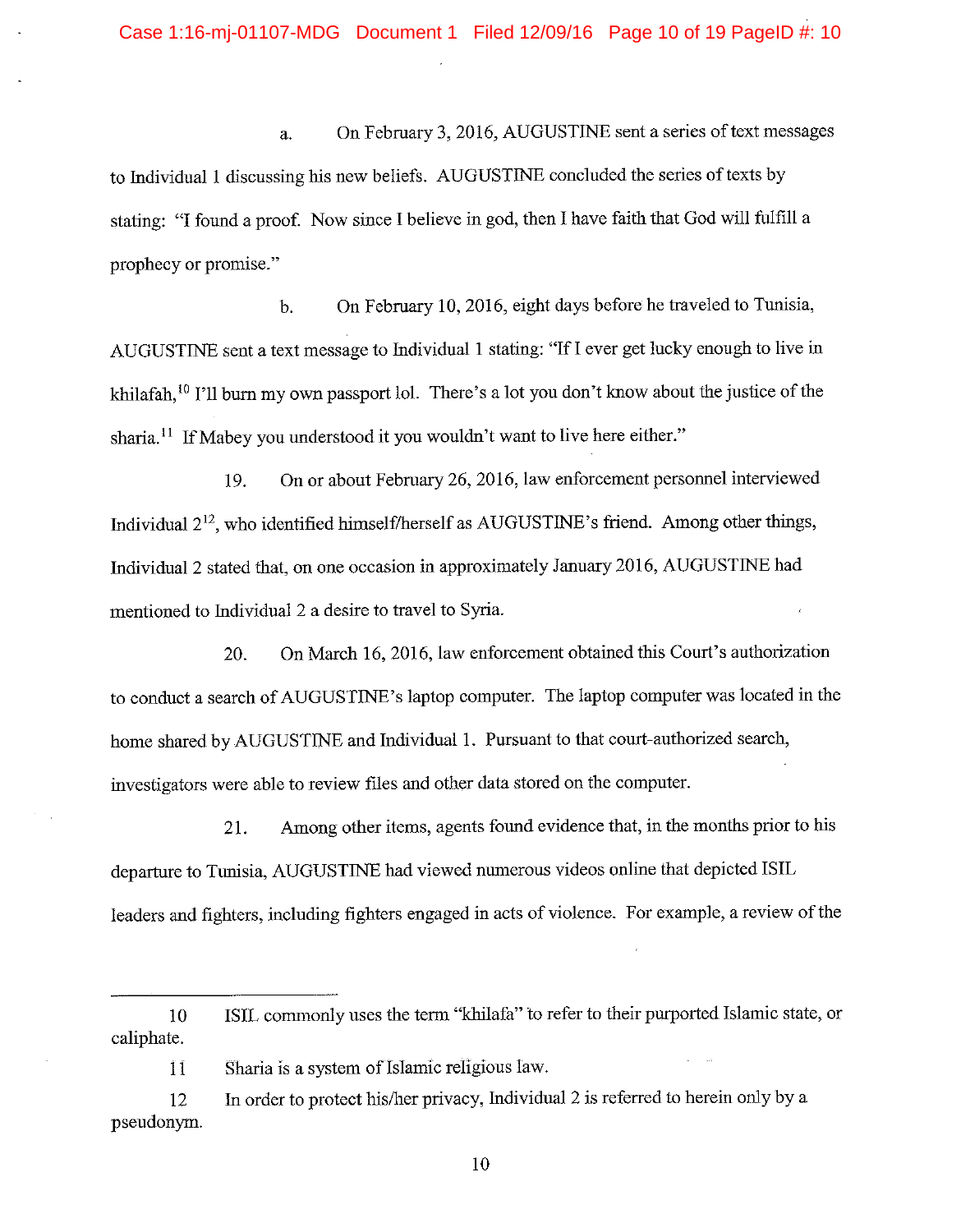a. On February 3, 2016, AUGUSTINE sent a series of text messages to Individual 1 discussing his new beliefs. AUGUSTINE concluded the series of texts by stating: "I found a proof. Now since I believe in god, then I have faith that God will fulfill a prophecy or promise."

b. On February 10, 2016, eight days before he traveled to Tunisia, AUGUSTINE sent a text message to Individual 1 stating: "If I ever get lucky enough to live in khilafah,[10] I'll burn my own passport lol. There's a lot you don't know about the justice of the sharia.[11] If Mabey you understood it you wouldn't want to live here either."

19. On or about February 26, 2016, law enforcement personnel interviewed Individual 2[12], who identified himself/herself as AUGUSTINE's friend. Among other things, Individual 2 stated that, on one occasion in approximately January 2016, AUGUSTINE had mentioned to Individual 2 a desire to travel to Syria.

20. On March 16, 2016, law enforcement obtained this Court's authorization to conduct a search of AUGUSTINE's laptop computer. The laptop computer was located in the home shared by AUGUSTINE and Individual 1. Pursuant to that court-authorized search, investigators were able to review files and other data stored on the computer.

21. Among other items, agents found evidence that, in the months prior to his departure to Tunisia, AUGUSTINE had viewed numerous videos online that depicted ISIL leaders and fighters, including fighters engaged in acts of violence. For example, a review of the

---

10 ISIL commonly uses the term "khilafa" to refer to their purported Islamic state, or caliphate.

11 Sharia is a system of Islamic religious law.

12 In order to protect his/her privacy, Individual 2 is referred to herein only by a pseudonym.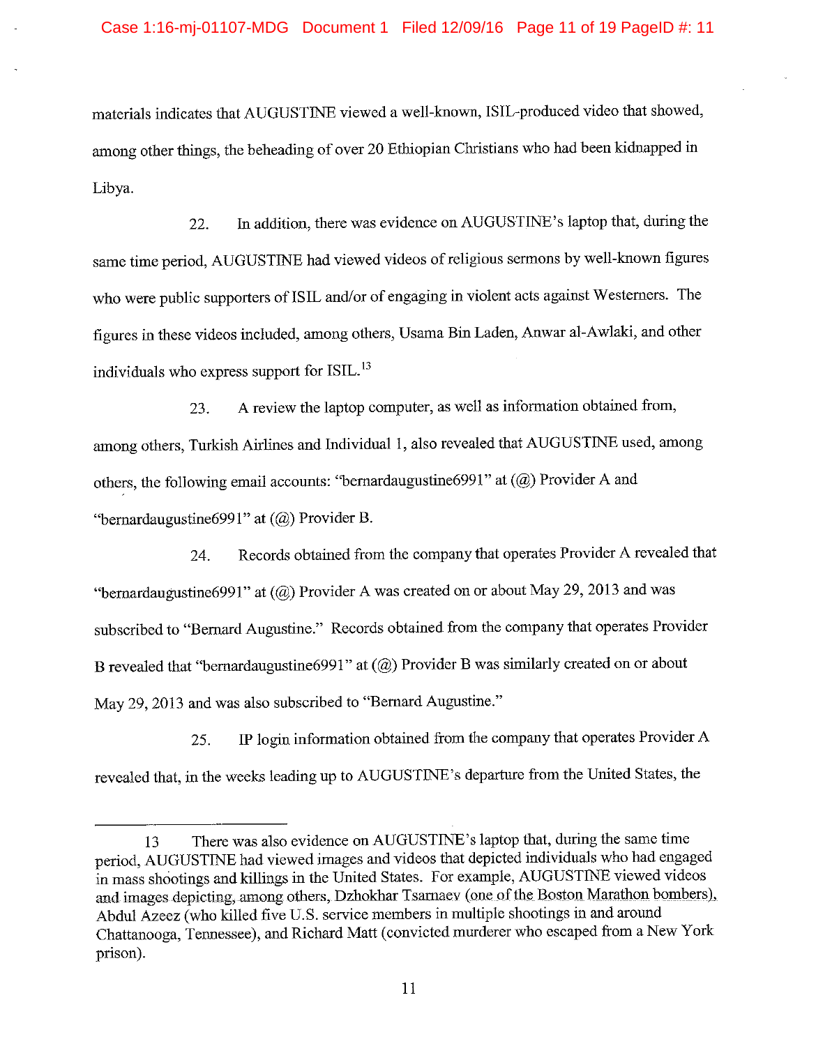materials indicates that AUGUSTINE viewed a well-known, ISIL-produced video that showed, among other things, the beheading of over 20 Ethiopian Christians who had been kidnapped in Libya.

22. In addition, there was evidence on AUGUSTINE's laptop that, during the same time period, AUGUSTINE had viewed videos of religious sermons by well-known figures who were public supporters of ISIL and/or of engaging in violent acts against Westerners. The figures in these videos included, among others, Usama Bin Laden, Anwar al-Awlaki, and other individuals who express support for ISIL.[13]

23. A review the laptop computer, as well as information obtained from, among others, Turkish Airlines and Individual 1, also revealed that AUGUSTINE used, among others, the following email accounts: "bernardaugustine6991" at (@) Provider A and "bernardaugustine6991" at (@) Provider B.

24. Records obtained from the company that operates Provider A revealed that "bernardaugustine6991" at (@) Provider A was created on or about May 29, 2013 and was subscribed to "Bernard Augustine." Records obtained from the company that operates Provider B revealed that "bernardaugustine6991" at (@) Provider B was similarly created on or about May 29, 2013 and was also subscribed to "Bernard Augustine."

25. IP login information obtained from the company that operates Provider A revealed that, in the weeks leading up to AUGUSTINE's departure from the United States, the

---

13 There was also evidence on AUGUSTINE's laptop that, during the same time period, AUGUSTINE had viewed images and videos that depicted individuals who had engaged in mass shootings and killings in the United States. For example, AUGUSTINE viewed videos and images depicting, among others, Dzhokhar Tsarnaev (one of the Boston Marathon bombers), Abdul Azeez (who killed five U.S. service members in multiple shootings in and around Chattanooga, Tennessee), and Richard Matt (convicted murderer who escaped from a New York prison).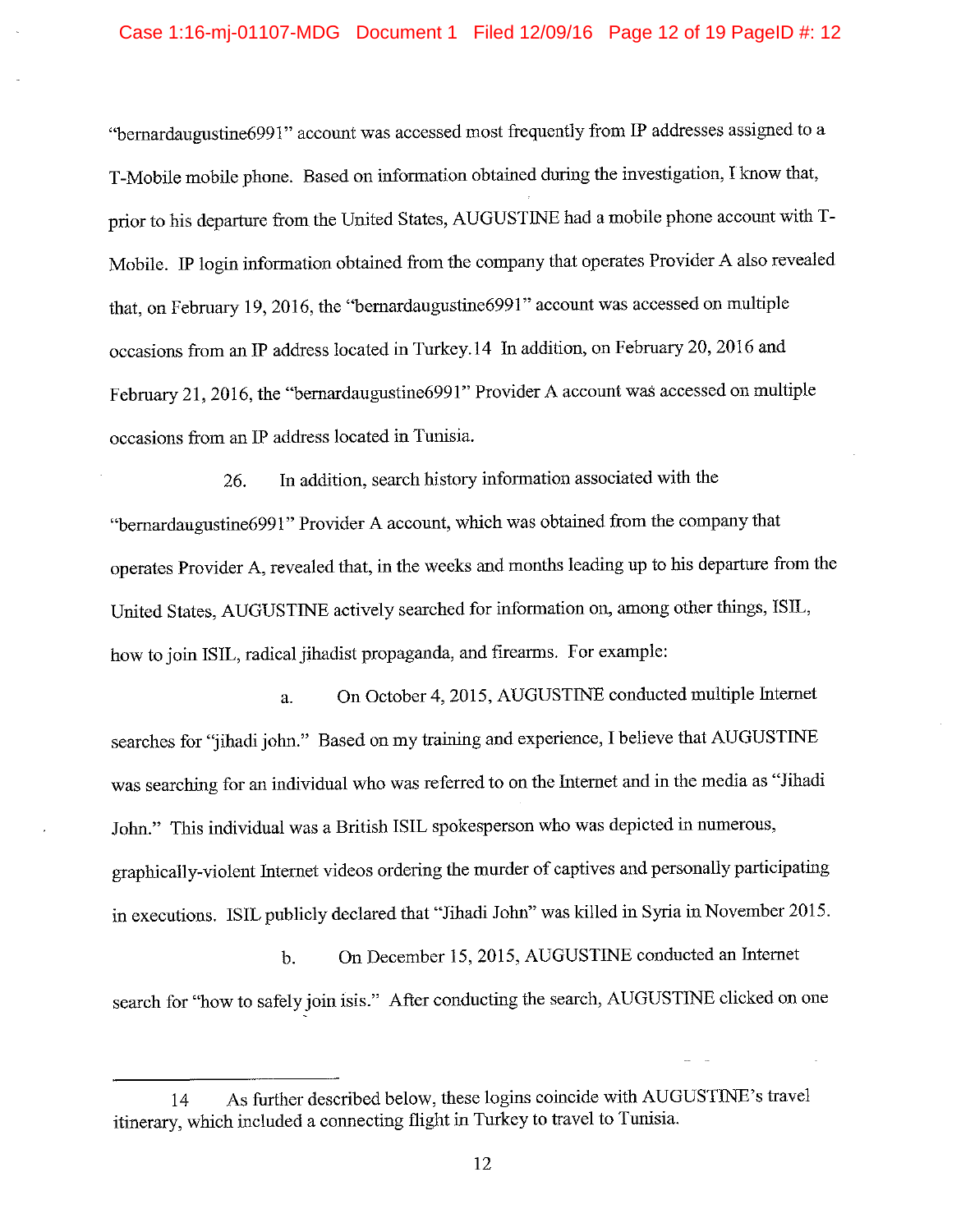"bernardaugustine6991" account was accessed most frequently from IP addresses assigned to a T-Mobile mobile phone. Based on information obtained during the investigation, I know that, prior to his departure from the United States, AUGUSTINE had a mobile phone account with T-Mobile. IP login information obtained from the company that operates Provider A also revealed that, on February 19, 2016, the "bernardaugustine6991" account was accessed on multiple occasions from an IP address located in Turkey.[14] In addition, on February 20, 2016 and February 21, 2016, the "bernardaugustine6991" Provider A account was accessed on multiple occasions from an IP address located in Tunisia.

26. In addition, search history information associated with the "bernardaugustine6991" Provider A account, which was obtained from the company that operates Provider A, revealed that, in the weeks and months leading up to his departure from the United States, AUGUSTINE actively searched for information on, among other things, ISIL, how to join ISIL, radical jihadist propaganda, and firearms. For example:

a. On October 4, 2015, AUGUSTINE conducted multiple Internet searches for "jihadi john." Based on my training and experience, I believe that AUGUSTINE was searching for an individual who was referred to on the Internet and in the media as "Jihadi John." This individual was a British ISIL spokesperson who was depicted in numerous, graphically-violent Internet videos ordering the murder of captives and personally participating in executions. ISIL publicly declared that "Jihadi John" was killed in Syria in November 2015.

b. On December 15, 2015, AUGUSTINE conducted an Internet search for "how to safely join isis." After conducting the search, AUGUSTINE clicked on one

---

[14] As further described below, these logins coincide with AUGUSTINE's travel itinerary, which included a connecting flight in Turkey to travel to Tunisia.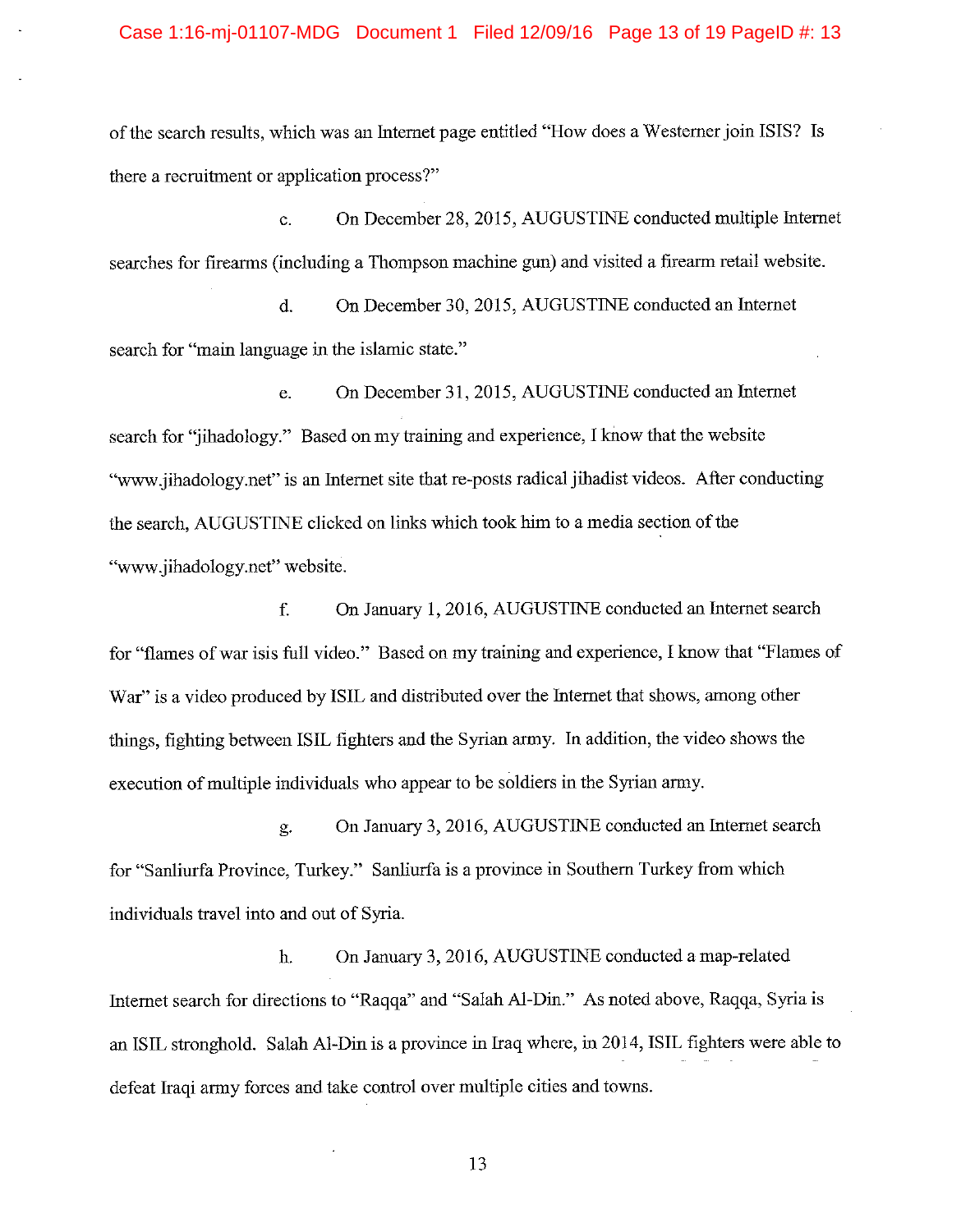of the search results, which was an Internet page entitled "How does a Westerner join ISIS? Is there a recruitment or application process?"

c. On December 28, 2015, AUGUSTINE conducted multiple Internet searches for firearms (including a Thompson machine gun) and visited a firearm retail website.

d. On December 30, 2015, AUGUSTINE conducted an Internet search for "main language in the islamic state."

e. On December 31, 2015, AUGUSTINE conducted an Internet search for "jihadology." Based on my training and experience, I know that the website "www.jihadology.net" is an Internet site that re-posts radical jihadist videos. After conducting the search, AUGUSTINE clicked on links which took him to a media section of the "www.jihadology.net" website.

f. On January 1, 2016, AUGUSTINE conducted an Internet search for "flames of war isis full video." Based on my training and experience, I know that "Flames of War" is a video produced by ISIL and distributed over the Internet that shows, among other things, fighting between ISIL fighters and the Syrian army. In addition, the video shows the execution of multiple individuals who appear to be soldiers in the Syrian army.

g. On January 3, 2016, AUGUSTINE conducted an Internet search for "Sanliurfa Province, Turkey." Sanliurfa is a province in Southern Turkey from which individuals travel into and out of Syria.

h. On January 3, 2016, AUGUSTINE conducted a map-related Internet search for directions to "Raqqa" and "Salah Al-Din." As noted above, Raqqa, Syria is an ISIL stronghold. Salah Al-Din is a province in Iraq where, in 2014, ISIL fighters were able to defeat Iraqi army forces and take control over multiple cities and towns.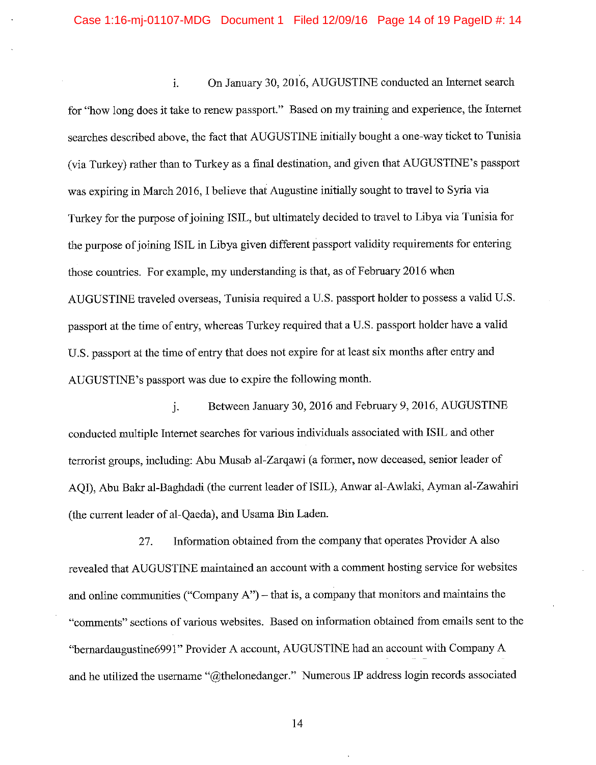i. On January 30, 2016, AUGUSTINE conducted an Internet search for "how long does it take to renew passport." Based on my training and experience, the Internet searches described above, the fact that AUGUSTINE initially bought a one-way ticket to Tunisia (via Turkey) rather than to Turkey as a final destination, and given that AUGUSTINE's passport was expiring in March 2016, I believe that Augustine initially sought to travel to Syria via Turkey for the purpose of joining ISIL, but ultimately decided to travel to Libya via Tunisia for the purpose of joining ISIL in Libya given different passport validity requirements for entering those countries. For example, my understanding is that, as of February 2016 when AUGUSTINE traveled overseas, Tunisia required a U.S. passport holder to possess a valid U.S. passport at the time of entry, whereas Turkey required that a U.S. passport holder have a valid U.S. passport at the time of entry that does not expire for at least six months after entry and AUGUSTINE's passport was due to expire the following month.

j. Between January 30, 2016 and February 9, 2016, AUGUSTINE conducted multiple Internet searches for various individuals associated with ISIL and other terrorist groups, including: Abu Musab al-Zarqawi (a former, now deceased, senior leader of AQI), Abu Bakr al-Baghdadi (the current leader of ISIL), Anwar al-Awlaki, Ayman al-Zawahiri (the current leader of al-Qaeda), and Usama Bin Laden.

27. Information obtained from the company that operates Provider A also revealed that AUGUSTINE maintained an account with a comment hosting service for websites and online communities ("Company A") – that is, a company that monitors and maintains the "comments" sections of various websites. Based on information obtained from emails sent to the "bernardaugustine6991" Provider A account, AUGUSTINE had an account with Company A and he utilized the username "@thelonedanger." Numerous IP address login records associated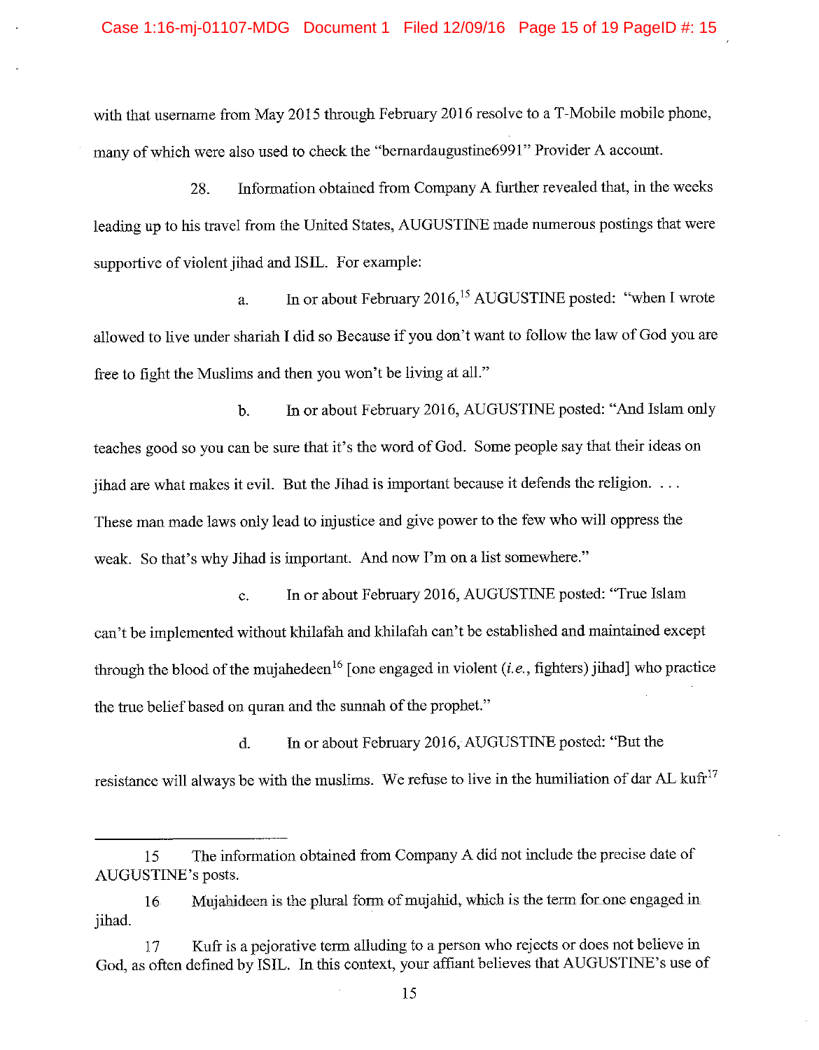with that username from May 2015 through February 2016 resolve to a T-Mobile mobile phone, many of which were also used to check the "bernardaugustine6991" Provider A account.

28. Information obtained from Company A further revealed that, in the weeks leading up to his travel from the United States, AUGUSTINE made numerous postings that were supportive of violent jihad and ISIL. For example:

a. In or about February 2016,[15] AUGUSTINE posted: "when I wrote allowed to live under shariah I did so Because if you don't want to follow the law of God you are free to fight the Muslims and then you won't be living at all."

b. In or about February 2016, AUGUSTINE posted: "And Islam only teaches good so you can be sure that it's the word of God. Some people say that their ideas on jihad are what makes it evil. But the Jihad is important because it defends the religion. . . . These man made laws only lead to injustice and give power to the few who will oppress the weak. So that's why Jihad is important. And now I'm on a list somewhere."

c. In or about February 2016, AUGUSTINE posted: "True Islam can't be implemented without khilafah and khilafah can't be established and maintained except through the blood of the mujahedeen[16] [one engaged in violent (*i.e.*, fighters) jihad] who practice the true belief based on quran and the sunnah of the prophet."

d. In or about February 2016, AUGUSTINE posted: "But the resistance will always be with the muslims. We refuse to live in the humiliation of dar AL kufr[17]

---

15 The information obtained from Company A did not include the precise date of AUGUSTINE's posts.

16 Mujahideen is the plural form of mujahid, which is the term for one engaged in jihad.

17 Kufr is a pejorative term alluding to a person who rejects or does not believe in God, as often defined by ISIL. In this context, your affiant believes that AUGUSTINE's use of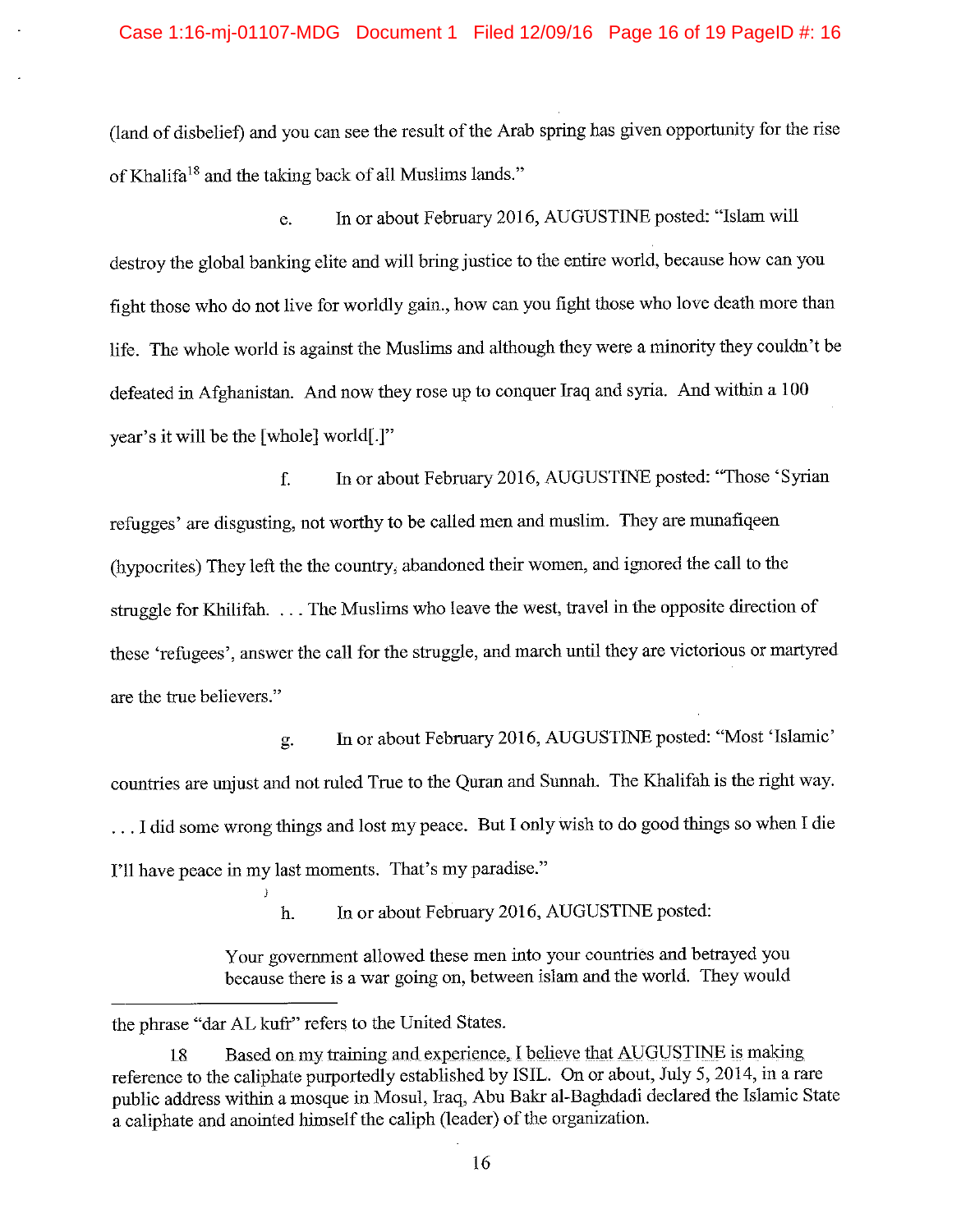(land of disbelief) and you can see the result of the Arab spring has given opportunity for the rise of Khalifa[18] and the taking back of all Muslims lands."

e. In or about February 2016, AUGUSTINE posted: "Islam will destroy the global banking elite and will bring justice to the entire world, because how can you fight those who do not live for worldly gain., how can you fight those who love death more than life. The whole world is against the Muslims and although they were a minority they couldn't be defeated in Afghanistan. And now they rose up to conquer Iraq and syria. And within a 100 year's it will be the [whole] world[.]"

f. In or about February 2016, AUGUSTINE posted: "Those 'Syrian refugees' are disgusting, not worthy to be called men and muslim. They are munafiqeen (hypocrites) They left the the country, abandoned their women, and ignored the call to the struggle for Khilifah. . . . The Muslims who leave the west, travel in the opposite direction of these 'refugees', answer the call for the struggle, and march until they are victorious or martyred are the true believers."

g. In or about February 2016, AUGUSTINE posted: "Most 'Islamic' countries are unjust and not ruled True to the Quran and Sunnah. The Khalifah is the right way. . . . I did some wrong things and lost my peace. But I only wish to do good things so when I die I'll have peace in my last moments. That's my paradise."

h. In or about February 2016, AUGUSTINE posted:

> Your government allowed these men into your countries and betrayed you because there is a war going on, between islam and the world. They would

---

the phrase "dar AL kufr" refers to the United States.

18 Based on my training and experience, I believe that AUGUSTINE is making reference to the caliphate purportedly established by ISIL. On or about, July 5, 2014, in a rare public address within a mosque in Mosul, Iraq, Abu Bakr al-Baghdadi declared the Islamic State a caliphate and anointed himself the caliph (leader) of the organization.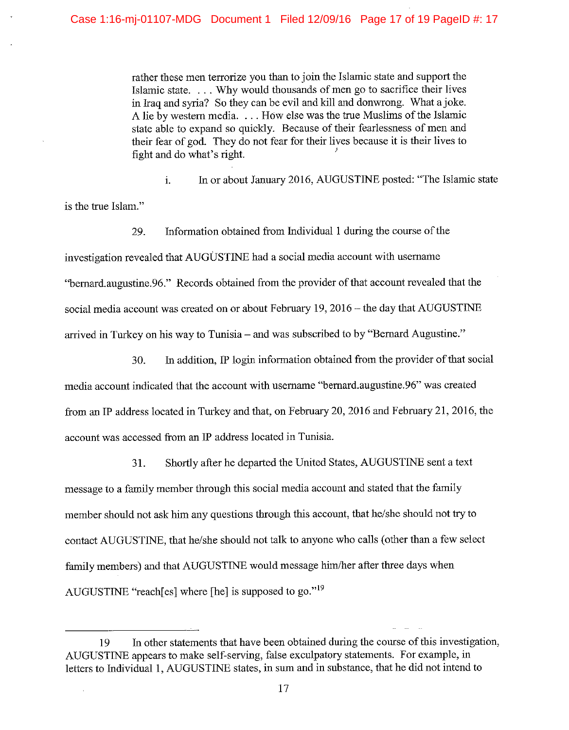> rather these men terrorize you than to join the Islamic state and support the Islamic state. . . . Why would thousands of men go to sacrifice their lives in Iraq and syria? So they can be evil and kill and donwrong. What a joke. A lie by western media. . . . How else was the true Muslims of the Islamic state able to expand so quickly. Because of their fearlessness of men and their fear of god. They do not fear for their lives because it is their lives to fight and do what's right.

i. In or about January 2016, AUGUSTINE posted: "The Islamic state is the true Islam."

29. Information obtained from Individual 1 during the course of the investigation revealed that AUGUSTINE had a social media account with username "bernard.augustine.96." Records obtained from the provider of that account revealed that the social media account was created on or about February 19, 2016 – the day that AUGUSTINE arrived in Turkey on his way to Tunisia – and was subscribed to by "Bernard Augustine."

30. In addition, IP login information obtained from the provider of that social media account indicated that the account with username "bernard.augustine.96" was created from an IP address located in Turkey and that, on February 20, 2016 and February 21, 2016, the account was accessed from an IP address located in Tunisia.

31. Shortly after he departed the United States, AUGUSTINE sent a text message to a family member through this social media account and stated that the family member should not ask him any questions through this account, that he/she should not try to contact AUGUSTINE, that he/she should not talk to anyone who calls (other than a few select family members) and that AUGUSTINE would message him/her after three days when AUGUSTINE "reach[es] where [he] is supposed to go."[19]

---

19 In other statements that have been obtained during the course of this investigation, AUGUSTINE appears to make self-serving, false exculpatory statements. For example, in letters to Individual 1, AUGUSTINE states, in sum and in substance, that he did not intend to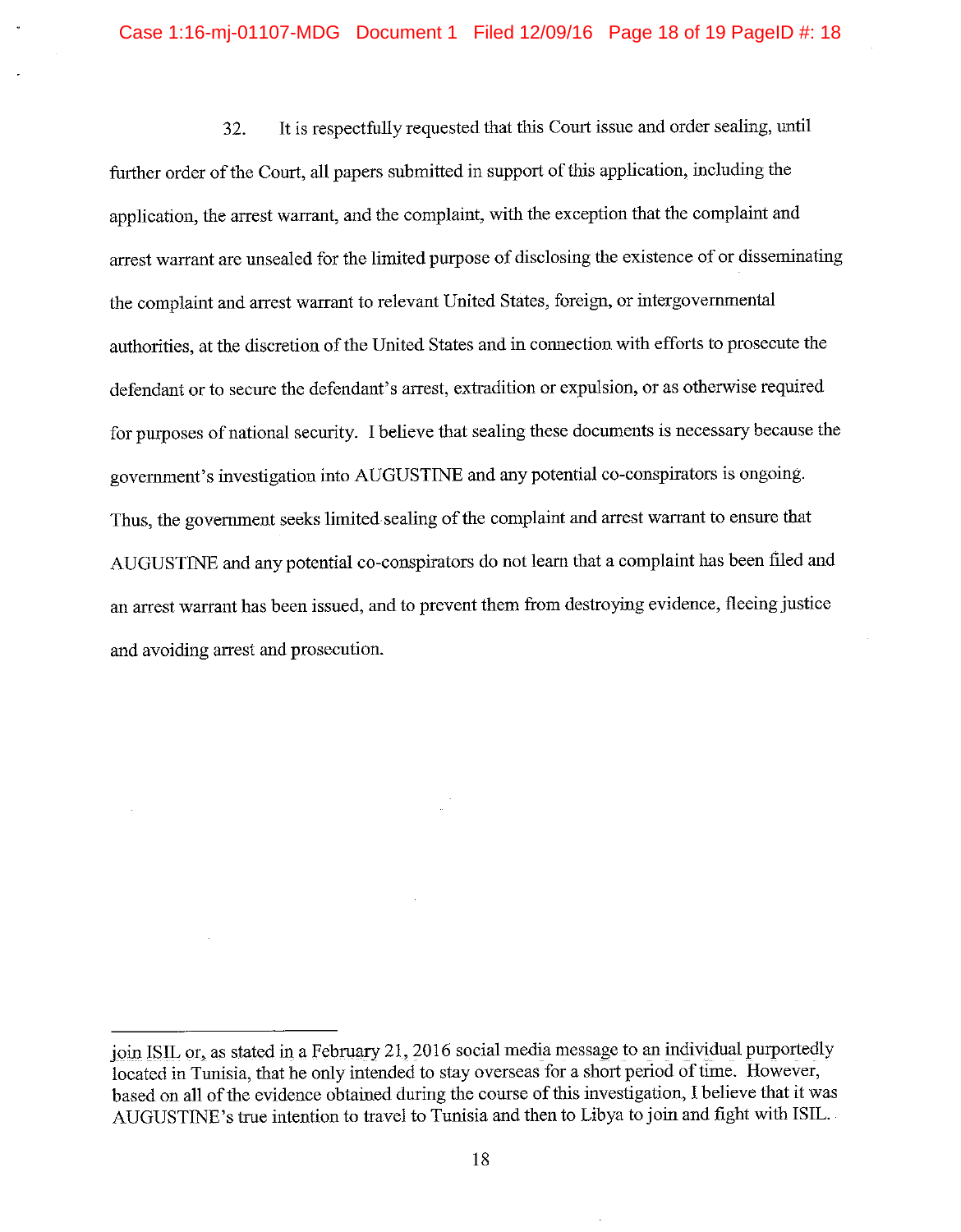32. It is respectfully requested that this Court issue and order sealing, until further order of the Court, all papers submitted in support of this application, including the application, the arrest warrant, and the complaint, with the exception that the complaint and arrest warrant are unsealed for the limited purpose of disclosing the existence of or disseminating the complaint and arrest warrant to relevant United States, foreign, or intergovernmental authorities, at the discretion of the United States and in connection with efforts to prosecute the defendant or to secure the defendant's arrest, extradition or expulsion, or as otherwise required for purposes of national security. I believe that sealing these documents is necessary because the government's investigation into AUGUSTINE and any potential co-conspirators is ongoing. Thus, the government seeks limited sealing of the complaint and arrest warrant to ensure that AUGUSTINE and any potential co-conspirators do not learn that a complaint has been filed and an arrest warrant has been issued, and to prevent them from destroying evidence, fleeing justice and avoiding arrest and prosecution.

---

join ISIL or, as stated in a February 21, 2016 social media message to an individual purportedly located in Tunisia, that he only intended to stay overseas for a short period of time. However, based on all of the evidence obtained during the course of this investigation, I believe that it was AUGUSTINE's true intention to travel to Tunisia and then to Libya to join and fight with ISIL.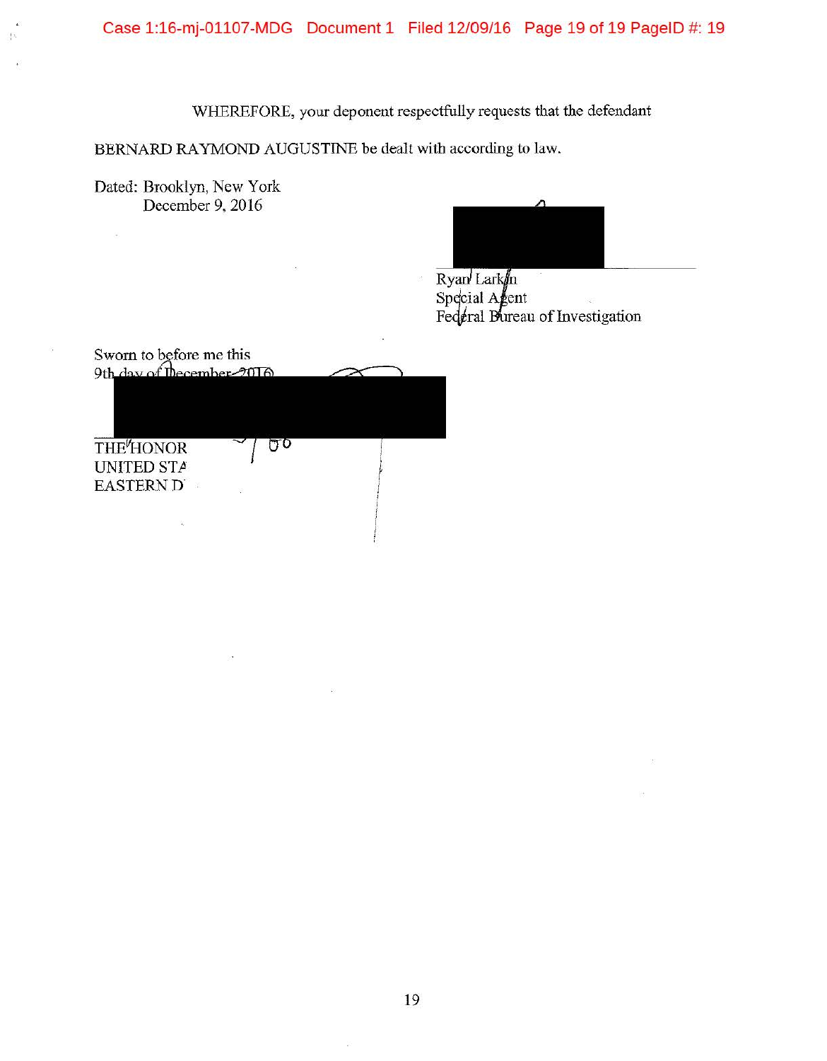WHEREFORE, your deponent respectfully requests that the defendant

BERNARD RAYMOND AUGUSTINE be dealt with according to law.

Dated: Brooklyn, New York
December 9, 2016

Ryan Larkin
Special Agent
Federal Bureau of Investigation

Sworn to before me this
9th day of December 2016

THE HONOR
UNITED STA
EASTERN D